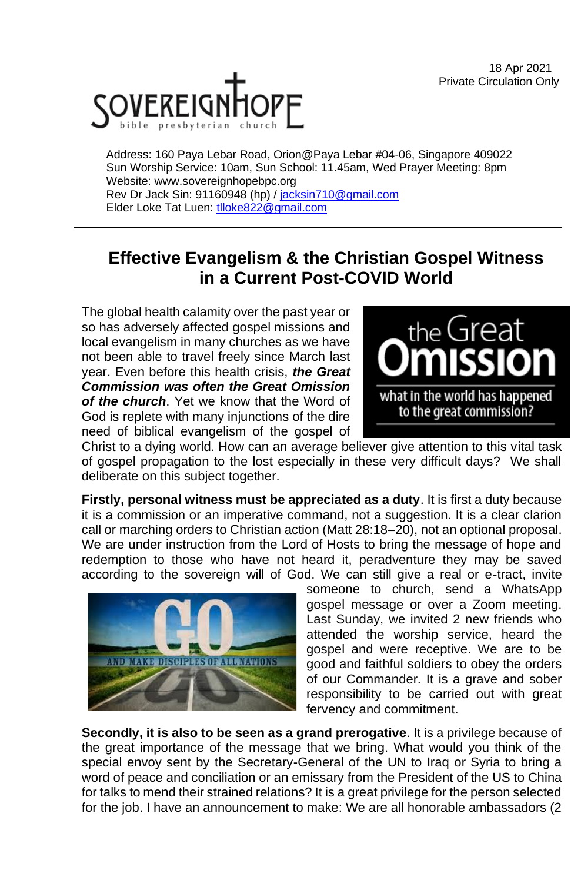18 Apr 2021
Private Circulation Only

SOVEREIGN HOPE bible presbyterian church

Address: 160 Paya Lebar Road, Orion@Paya Lebar #04-06, Singapore 409022
Sun Worship Service: 10am, Sun School: 11.45am, Wed Prayer Meeting: 8pm
Website: www.sovereignhopebpc.org
Rev Dr Jack Sin: 91160948 (hp) / jacksin710@gmail.com
Elder Loke Tat Luen: tlloke822@gmail.com

# Effective Evangelism & the Christian Gospel Witness in a Current Post-COVID World

The global health calamity over the past year or so has adversely affected gospel missions and local evangelism in many churches as we have not been able to travel freely since March last year. Even before this health crisis, ***the Great Commission was often the Great Omission of the church***. Yet we know that the Word of God is replete with many injunctions of the dire need of biblical evangelism of the gospel of Christ to a dying world. How can an average believer give attention to this vital task of gospel propagation to the lost especially in these very difficult days? We shall deliberate on this subject together.

**Firstly, personal witness must be appreciated as a duty**. It is first a duty because it is a commission or an imperative command, not a suggestion. It is a clear clarion call or marching orders to Christian action (Matt 28:18–20), not an optional proposal. We are under instruction from the Lord of Hosts to bring the message of hope and redemption to those who have not heard it, peradventure they may be saved according to the sovereign will of God. We can still give a real or e-tract, invite someone to church, send a WhatsApp gospel message or over a Zoom meeting. Last Sunday, we invited 2 new friends who attended the worship service, heard the gospel and were receptive. We are to be good and faithful soldiers to obey the orders of our Commander. It is a grave and sober responsibility to be carried out with great fervency and commitment.

**Secondly, it is also to be seen as a grand prerogative**. It is a privilege because of the great importance of the message that we bring. What would you think of the special envoy sent by the Secretary-General of the UN to Iraq or Syria to bring a word of peace and conciliation or an emissary from the President of the US to China for talks to mend their strained relations? It is a great privilege for the person selected for the job. I have an announcement to make: We are all honorable ambassadors (2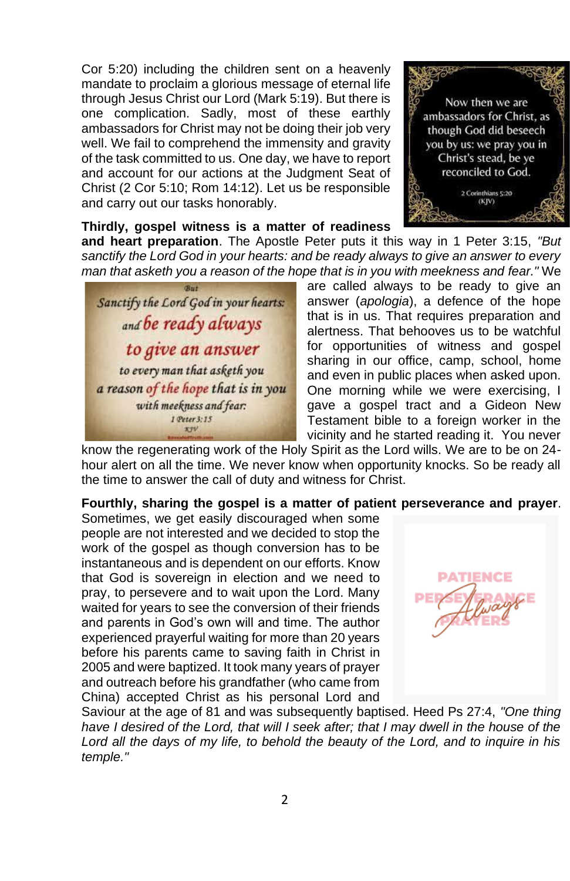Cor 5:20) including the children sent on a heavenly mandate to proclaim a glorious message of eternal life through Jesus Christ our Lord (Mark 5:19). But there is one complication. Sadly, most of these earthly ambassadors for Christ may not be doing their job very well. We fail to comprehend the immensity and gravity of the task committed to us. One day, we have to report and account for our actions at the Judgment Seat of Christ (2 Cor 5:10; Rom 14:12). Let us be responsible and carry out our tasks honorably.

**Thirdly, gospel witness is a matter of readiness and heart preparation**. The Apostle Peter puts it this way in 1 Peter 3:15, *"But sanctify the Lord God in your hearts: and be ready always to give an answer to every man that asketh you a reason of the hope that is in you with meekness and fear."* We are called always to be ready to give an answer (*apologia*), a defence of the hope that is in us. That requires preparation and alertness. That behooves us to be watchful for opportunities of witness and gospel sharing in our office, camp, school, home and even in public places when asked upon. One morning while we were exercising, I gave a gospel tract and a Gideon New Testament bible to a foreign worker in the vicinity and he started reading it. You never know the regenerating work of the Holy Spirit as the Lord wills. We are to be on 24-hour alert on all the time. We never know when opportunity knocks. So be ready all the time to answer the call of duty and witness for Christ.

**Fourthly, sharing the gospel is a matter of patient perseverance and prayer**. Sometimes, we get easily discouraged when some people are not interested and we decided to stop the work of the gospel as though conversion has to be instantaneous and is dependent on our efforts. Know that God is sovereign in election and we need to pray, to persevere and to wait upon the Lord. Many waited for years to see the conversion of their friends and parents in God's own will and time. The author experienced prayerful waiting for more than 20 years before his parents came to saving faith in Christ in 2005 and were baptized. It took many years of prayer and outreach before his grandfather (who came from China) accepted Christ as his personal Lord and Saviour at the age of 81 and was subsequently baptised. Heed Ps 27:4, *"One thing have I desired of the Lord, that will I seek after; that I may dwell in the house of the Lord all the days of my life, to behold the beauty of the Lord, and to inquire in his temple."*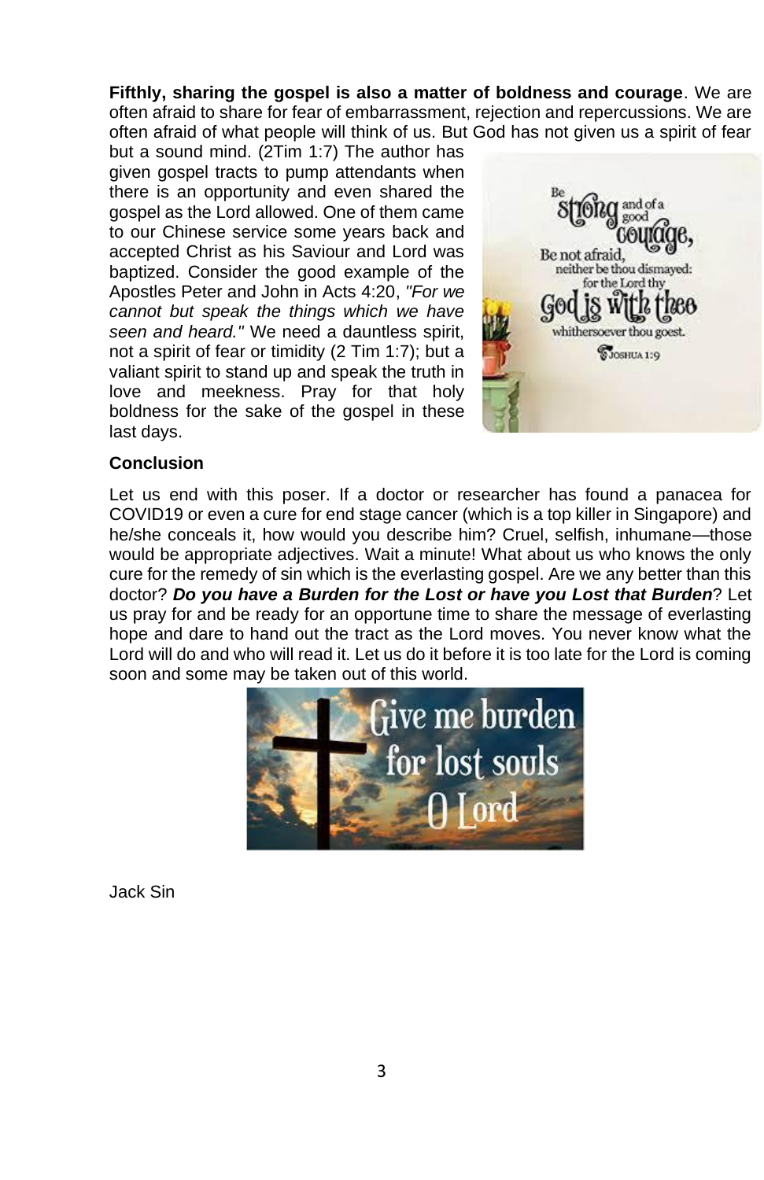**Fifthly, sharing the gospel is also a matter of boldness and courage**. We are often afraid to share for fear of embarrassment, rejection and repercussions. We are often afraid of what people will think of us. But God has not given us a spirit of fear but a sound mind. (2Tim 1:7) The author has given gospel tracts to pump attendants when there is an opportunity and even shared the gospel as the Lord allowed. One of them came to our Chinese service some years back and accepted Christ as his Saviour and Lord was baptized. Consider the good example of the Apostles Peter and John in Acts 4:20, *"For we cannot but speak the things which we have seen and heard."* We need a dauntless spirit, not a spirit of fear or timidity (2 Tim 1:7); but a valiant spirit to stand up and speak the truth in love and meekness. Pray for that holy boldness for the sake of the gospel in these last days.

**Conclusion**

Let us end with this poser. If a doctor or researcher has found a panacea for COVID19 or even a cure for end stage cancer (which is a top killer in Singapore) and he/she conceals it, how would you describe him? Cruel, selfish, inhumane—those would be appropriate adjectives. Wait a minute! What about us who knows the only cure for the remedy of sin which is the everlasting gospel. Are we any better than this doctor? ***Do you have a Burden for the Lost or have you Lost that Burden***? Let us pray for and be ready for an opportune time to share the message of everlasting hope and dare to hand out the tract as the Lord moves. You never know what the Lord will do and who will read it. Let us do it before it is too late for the Lord is coming soon and some may be taken out of this world.

Jack Sin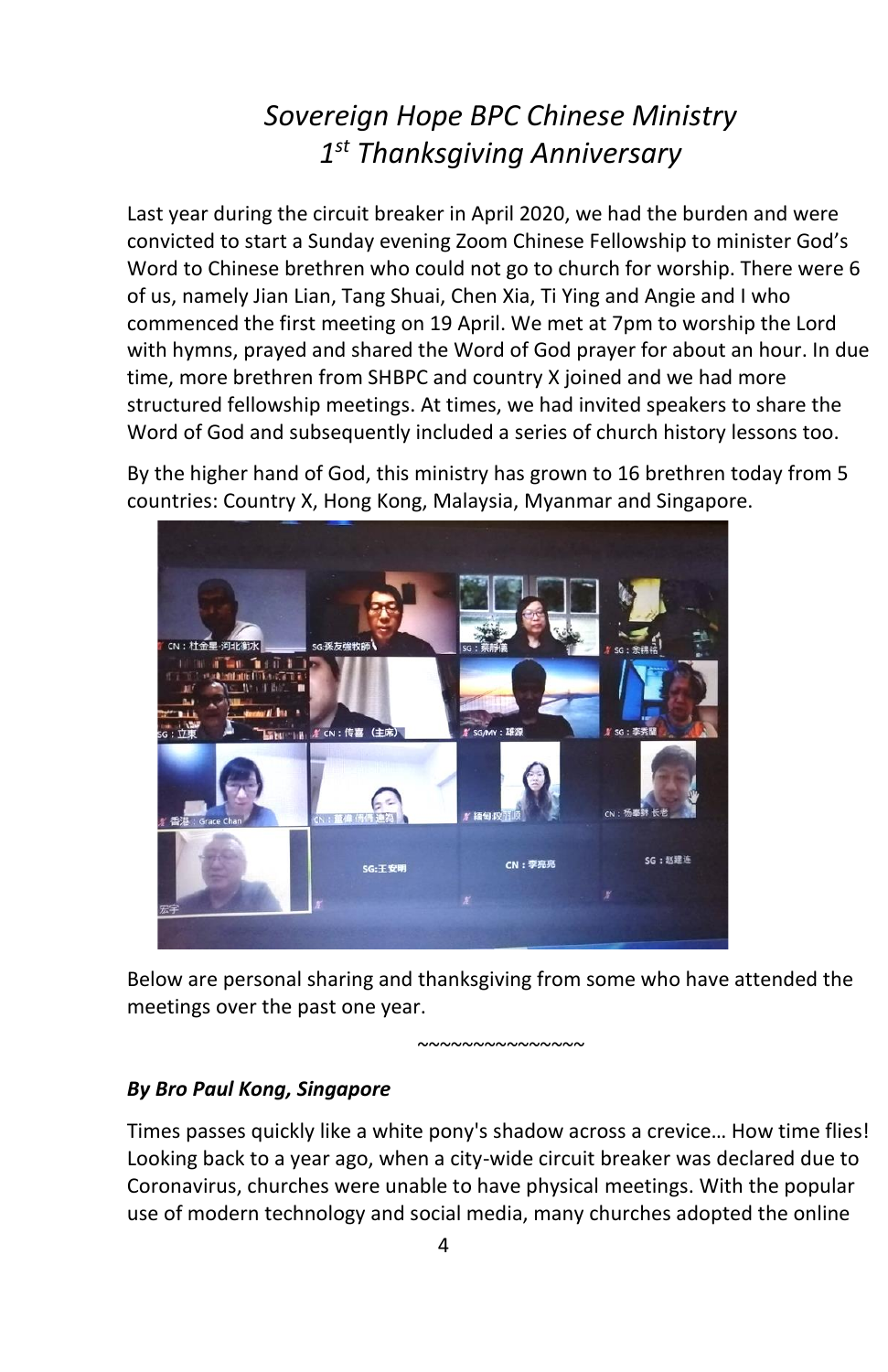# *Sovereign Hope BPC Chinese Ministry 1st Thanksgiving Anniversary*

Last year during the circuit breaker in April 2020, we had the burden and were convicted to start a Sunday evening Zoom Chinese Fellowship to minister God's Word to Chinese brethren who could not go to church for worship. There were 6 of us, namely Jian Lian, Tang Shuai, Chen Xia, Ti Ying and Angie and I who commenced the first meeting on 19 April. We met at 7pm to worship the Lord with hymns, prayed and shared the Word of God prayer for about an hour. In due time, more brethren from SHBPC and country X joined and we had more structured fellowship meetings. At times, we had invited speakers to share the Word of God and subsequently included a series of church history lessons too.

By the higher hand of God, this ministry has grown to 16 brethren today from 5 countries: Country X, Hong Kong, Malaysia, Myanmar and Singapore.

Below are personal sharing and thanksgiving from some who have attended the meetings over the past one year.

~~~~~~~~~~~~~~~

***By Bro Paul Kong, Singapore***

Times passes quickly like a white pony's shadow across a crevice… How time flies! Looking back to a year ago, when a city-wide circuit breaker was declared due to Coronavirus, churches were unable to have physical meetings. With the popular use of modern technology and social media, many churches adopted the online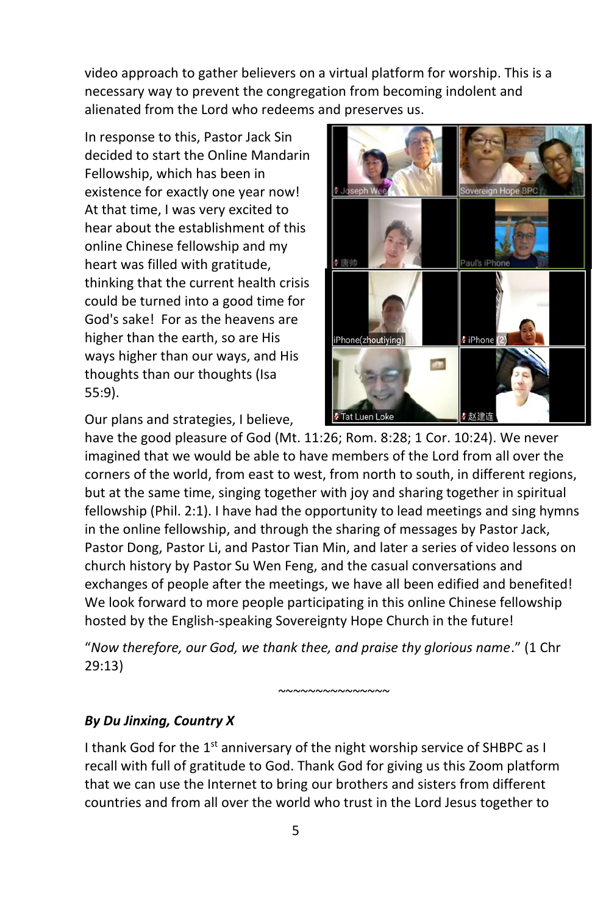video approach to gather believers on a virtual platform for worship. This is a necessary way to prevent the congregation from becoming indolent and alienated from the Lord who redeems and preserves us.

In response to this, Pastor Jack Sin decided to start the Online Mandarin Fellowship, which has been in existence for exactly one year now! At that time, I was very excited to hear about the establishment of this online Chinese fellowship and my heart was filled with gratitude, thinking that the current health crisis could be turned into a good time for God's sake! For as the heavens are higher than the earth, so are His ways higher than our ways, and His thoughts than our thoughts (Isa 55:9).

Our plans and strategies, I believe, have the good pleasure of God (Mt. 11:26; Rom. 8:28; 1 Cor. 10:24). We never imagined that we would be able to have members of the Lord from all over the corners of the world, from east to west, from north to south, in different regions, but at the same time, singing together with joy and sharing together in spiritual fellowship (Phil. 2:1). I have had the opportunity to lead meetings and sing hymns in the online fellowship, and through the sharing of messages by Pastor Jack, Pastor Dong, Pastor Li, and Pastor Tian Min, and later a series of video lessons on church history by Pastor Su Wen Feng, and the casual conversations and exchanges of people after the meetings, we have all been edified and benefited! We look forward to more people participating in this online Chinese fellowship hosted by the English-speaking Sovereignty Hope Church in the future!

"*Now therefore, our God, we thank thee, and praise thy glorious name*." (1 Chr 29:13)

~~~~~~~~~~~~~~~

***By Du Jinxing, Country X***

I thank God for the 1st anniversary of the night worship service of SHBPC as I recall with full of gratitude to God. Thank God for giving us this Zoom platform that we can use the Internet to bring our brothers and sisters from different countries and from all over the world who trust in the Lord Jesus together to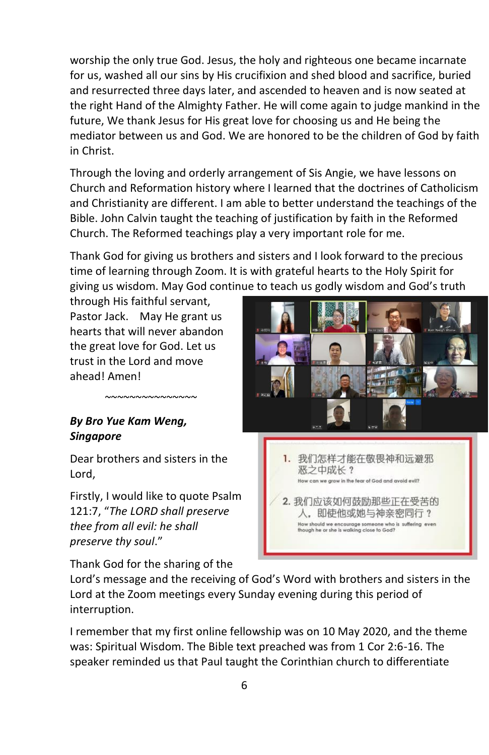worship the only true God. Jesus, the holy and righteous one became incarnate for us, washed all our sins by His crucifixion and shed blood and sacrifice, buried and resurrected three days later, and ascended to heaven and is now seated at the right Hand of the Almighty Father. He will come again to judge mankind in the future, We thank Jesus for His great love for choosing us and He being the mediator between us and God. We are honored to be the children of God by faith in Christ.

Through the loving and orderly arrangement of Sis Angie, we have lessons on Church and Reformation history where I learned that the doctrines of Catholicism and Christianity are different. I am able to better understand the teachings of the Bible. John Calvin taught the teaching of justification by faith in the Reformed Church. The Reformed teachings play a very important role for me.

Thank God for giving us brothers and sisters and I look forward to the precious time of learning through Zoom. It is with grateful hearts to the Holy Spirit for giving us wisdom. May God continue to teach us godly wisdom and God's truth through His faithful servant, Pastor Jack. May He grant us hearts that will never abandon the great love for God. Let us trust in the Lord and move ahead! Amen!

~~~~~~~~~~~~~~~

***By Bro Yue Kam Weng, Singapore***

Dear brothers and sisters in the Lord,

Firstly, I would like to quote Psalm 121:7, "*The LORD shall preserve thee from all evil: he shall preserve thy soul*."

1. 我们怎样才能在敬畏神和远避邪恶之中成长？
   How can we grow in the fear of God and avoid evil?

2. 我们应该如何鼓励那些正在受苦的人，即使他或她与神亲密同行？
   How should we encourage someone who is suffering even though he or she is walking close to God?

Thank God for the sharing of the Lord's message and the receiving of God's Word with brothers and sisters in the Lord at the Zoom meetings every Sunday evening during this period of interruption.

I remember that my first online fellowship was on 10 May 2020, and the theme was: Spiritual Wisdom. The Bible text preached was from 1 Cor 2:6-16. The speaker reminded us that Paul taught the Corinthian church to differentiate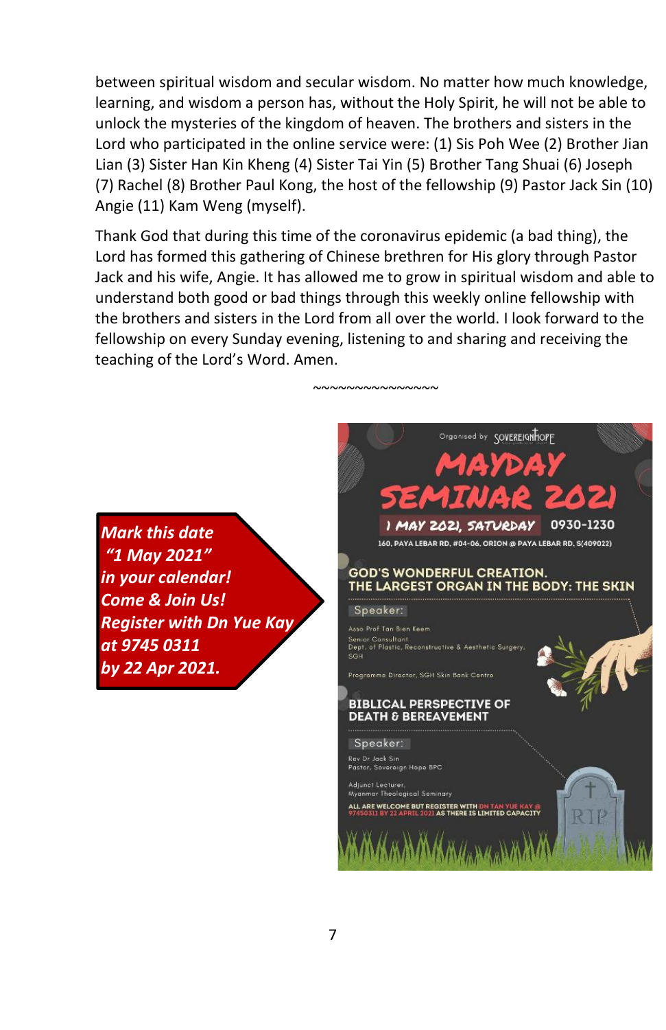between spiritual wisdom and secular wisdom. No matter how much knowledge, learning, and wisdom a person has, without the Holy Spirit, he will not be able to unlock the mysteries of the kingdom of heaven. The brothers and sisters in the Lord who participated in the online service were: (1) Sis Poh Wee (2) Brother Jian Lian (3) Sister Han Kin Kheng (4) Sister Tai Yin (5) Brother Tang Shuai (6) Joseph (7) Rachel (8) Brother Paul Kong, the host of the fellowship (9) Pastor Jack Sin (10) Angie (11) Kam Weng (myself).

Thank God that during this time of the coronavirus epidemic (a bad thing), the Lord has formed this gathering of Chinese brethren for His glory through Pastor Jack and his wife, Angie. It has allowed me to grow in spiritual wisdom and able to understand both good or bad things through this weekly online fellowship with the brothers and sisters in the Lord from all over the world. I look forward to the fellowship on every Sunday evening, listening to and sharing and receiving the teaching of the Lord's Word. Amen.

~~~~~~~~~~~~~~~~

***Mark this date***
***"1 May 2021"***
***in your calendar!***
***Come & Join Us!***
***Register with Dn Yue Kay***
***at 9745 0311***
***by 22 Apr 2021.***

Organised by SOVEREIGN HOPE

# MAYDAY SEMINAR 2021

**1 MAY 2021, SATURDAY** 0930-1230

160, PAYA LEBAR RD, #04-06, ORION @ PAYA LEBAR RD, S(409022)

**GOD'S WONDERFUL CREATION. THE LARGEST ORGAN IN THE BODY: THE SKIN**

Speaker:

Asso Prof Tan Bien Keem
Senior Consultant
Dept. of Plastic, Reconstructive & Aesthetic Surgery, SGH

Programme Director, SGH Skin Bank Centre

**BIBLICAL PERSPECTIVE OF DEATH & BEREAVEMENT**

Speaker:

Rev Dr Jack Sin
Pastor, Sovereign Hope BPC

Adjunct Lecturer,
Myanmar Theological Seminary

ALL ARE WELCOME BUT REGISTER WITH DN TAN YUE KAY @ 97450311 BY 22 APRIL 2021 AS THERE IS LIMITED CAPACITY

RIP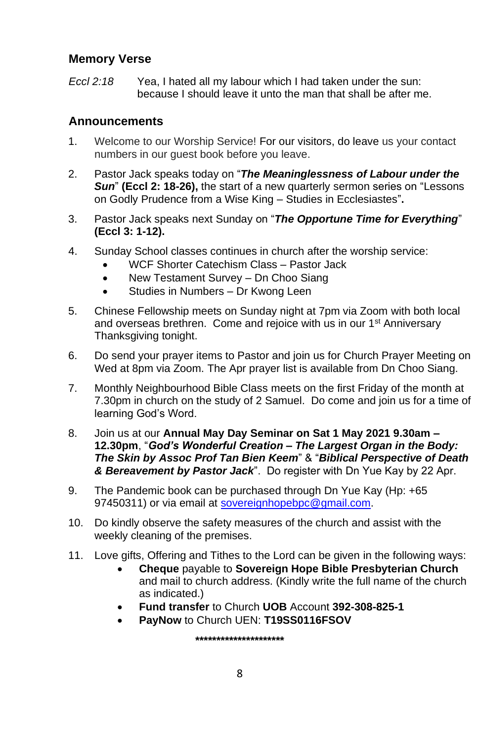## Memory Verse

*Eccl 2:18* Yea, I hated all my labour which I had taken under the sun: because I should leave it unto the man that shall be after me.

## Announcements

1. Welcome to our Worship Service! For our visitors, do leave us your contact numbers in our guest book before you leave.

2. Pastor Jack speaks today on "***The Meaninglessness of Labour under the Sun***" **(Eccl 2: 18-26),** the start of a new quarterly sermon series on "Lessons on Godly Prudence from a Wise King – Studies in Ecclesiastes"**.**

3. Pastor Jack speaks next Sunday on "***The Opportune Time for Everything***" **(Eccl 3: 1-12).**

4. Sunday School classes continues in church after the worship service:
   - WCF Shorter Catechism Class – Pastor Jack
   - New Testament Survey – Dn Choo Siang
   - Studies in Numbers – Dr Kwong Leen

5. Chinese Fellowship meets on Sunday night at 7pm via Zoom with both local and overseas brethren. Come and rejoice with us in our 1st Anniversary Thanksgiving tonight.

6. Do send your prayer items to Pastor and join us for Church Prayer Meeting on Wed at 8pm via Zoom. The Apr prayer list is available from Dn Choo Siang.

7. Monthly Neighbourhood Bible Class meets on the first Friday of the month at 7.30pm in church on the study of 2 Samuel. Do come and join us for a time of learning God's Word.

8. Join us at our **Annual May Day Seminar on Sat 1 May 2021 9.30am – 12.30pm**, "***God's Wonderful Creation – The Largest Organ in the Body: The Skin by Assoc Prof Tan Bien Keem***" & "***Biblical Perspective of Death & Bereavement by Pastor Jack***". Do register with Dn Yue Kay by 22 Apr.

9. The Pandemic book can be purchased through Dn Yue Kay (Hp: +65 97450311) or via email at sovereignhopebpc@gmail.com.

10. Do kindly observe the safety measures of the church and assist with the weekly cleaning of the premises.

11. Love gifts, Offering and Tithes to the Lord can be given in the following ways:
    - **Cheque** payable to **Sovereign Hope Bible Presbyterian Church** and mail to church address. (Kindly write the full name of the church as indicated.)
    - **Fund transfer** to Church **UOB** Account **392-308-825-1**
    - **PayNow** to Church UEN: **T19SS0116FSOV**

**********************